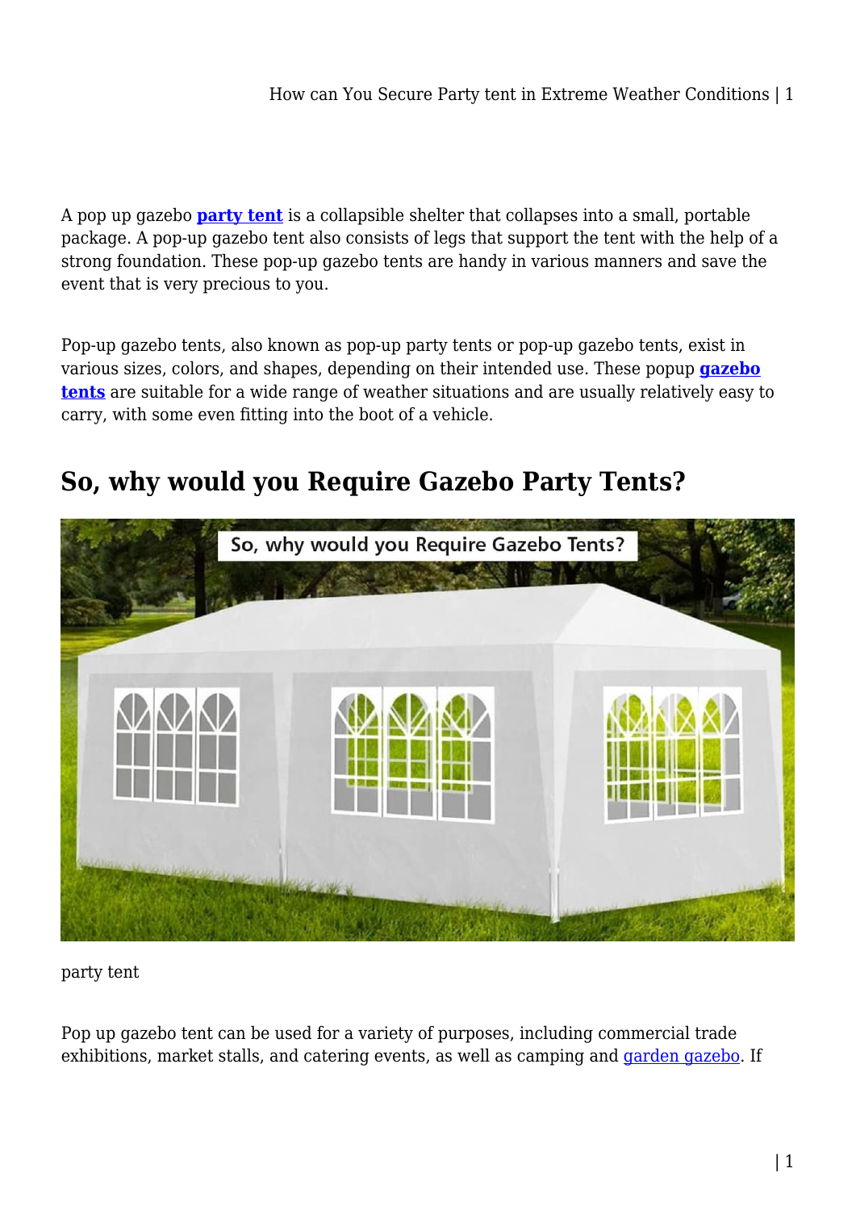A pop up gazebo **party tent** is a collapsible shelter that collapses into a small, portable package. A pop-up gazebo tent also consists of legs that support the tent with the help of a strong foundation. These pop-up gazebo tents are handy in various manners and save the event that is very precious to you.

Pop-up gazebo tents, also known as pop-up party tents or pop-up gazebo tents, exist in various sizes, colors, and shapes, depending on their intended use. These popup **gazebo tents** are suitable for a wide range of weather situations and are usually relatively easy to carry, with some even fitting into the boot of a vehicle.

## So, why would you Require Gazebo Party Tents?

party tent

Pop up gazebo tent can be used for a variety of purposes, including commercial trade exhibitions, market stalls, and catering events, as well as camping and garden gazebo. If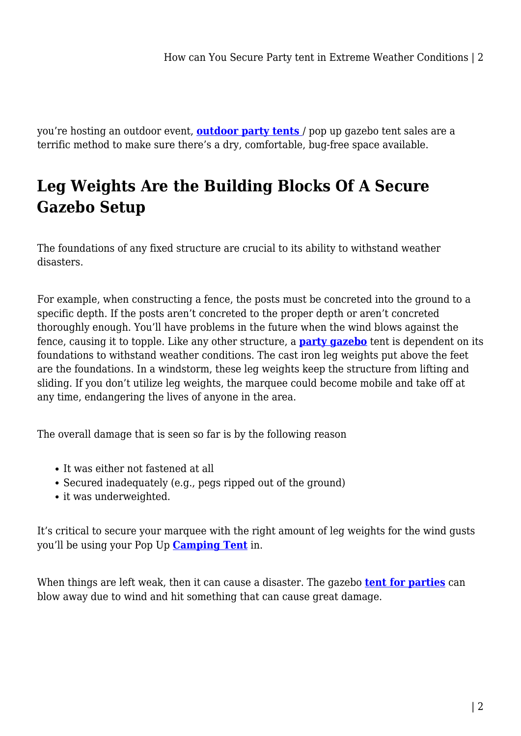you're hosting an outdoor event, **outdoor party tents** / pop up gazebo tent sales are a terrific method to make sure there's a dry, comfortable, bug-free space available.

## Leg Weights Are the Building Blocks Of A Secure Gazebo Setup

The foundations of any fixed structure are crucial to its ability to withstand weather disasters.

For example, when constructing a fence, the posts must be concreted into the ground to a specific depth. If the posts aren't concreted to the proper depth or aren't concreted thoroughly enough. You'll have problems in the future when the wind blows against the fence, causing it to topple. Like any other structure, a **party gazebo** tent is dependent on its foundations to withstand weather conditions. The cast iron leg weights put above the feet are the foundations. In a windstorm, these leg weights keep the structure from lifting and sliding. If you don't utilize leg weights, the marquee could become mobile and take off at any time, endangering the lives of anyone in the area.

The overall damage that is seen so far is by the following reason

- It was either not fastened at all
- Secured inadequately (e.g., pegs ripped out of the ground)
- it was underweighted.

It's critical to secure your marquee with the right amount of leg weights for the wind gusts you'll be using your Pop Up **Camping Tent** in.

When things are left weak, then it can cause a disaster. The gazebo **tent for parties** can blow away due to wind and hit something that can cause great damage.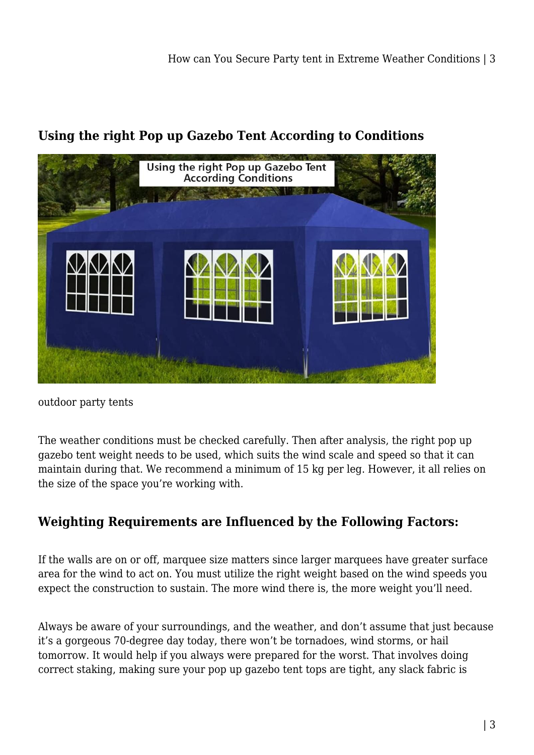## Using the right Pop up Gazebo Tent According to Conditions

outdoor party tents

The weather conditions must be checked carefully. Then after analysis, the right pop up gazebo tent weight needs to be used, which suits the wind scale and speed so that it can maintain during that. We recommend a minimum of 15 kg per leg. However, it all relies on the size of the space you're working with.

## Weighting Requirements are Influenced by the Following Factors:

If the walls are on or off, marquee size matters since larger marquees have greater surface area for the wind to act on. You must utilize the right weight based on the wind speeds you expect the construction to sustain. The more wind there is, the more weight you'll need.

Always be aware of your surroundings, and the weather, and don't assume that just because it's a gorgeous 70-degree day today, there won't be tornadoes, wind storms, or hail tomorrow. It would help if you always were prepared for the worst. That involves doing correct staking, making sure your pop up gazebo tent tops are tight, any slack fabric is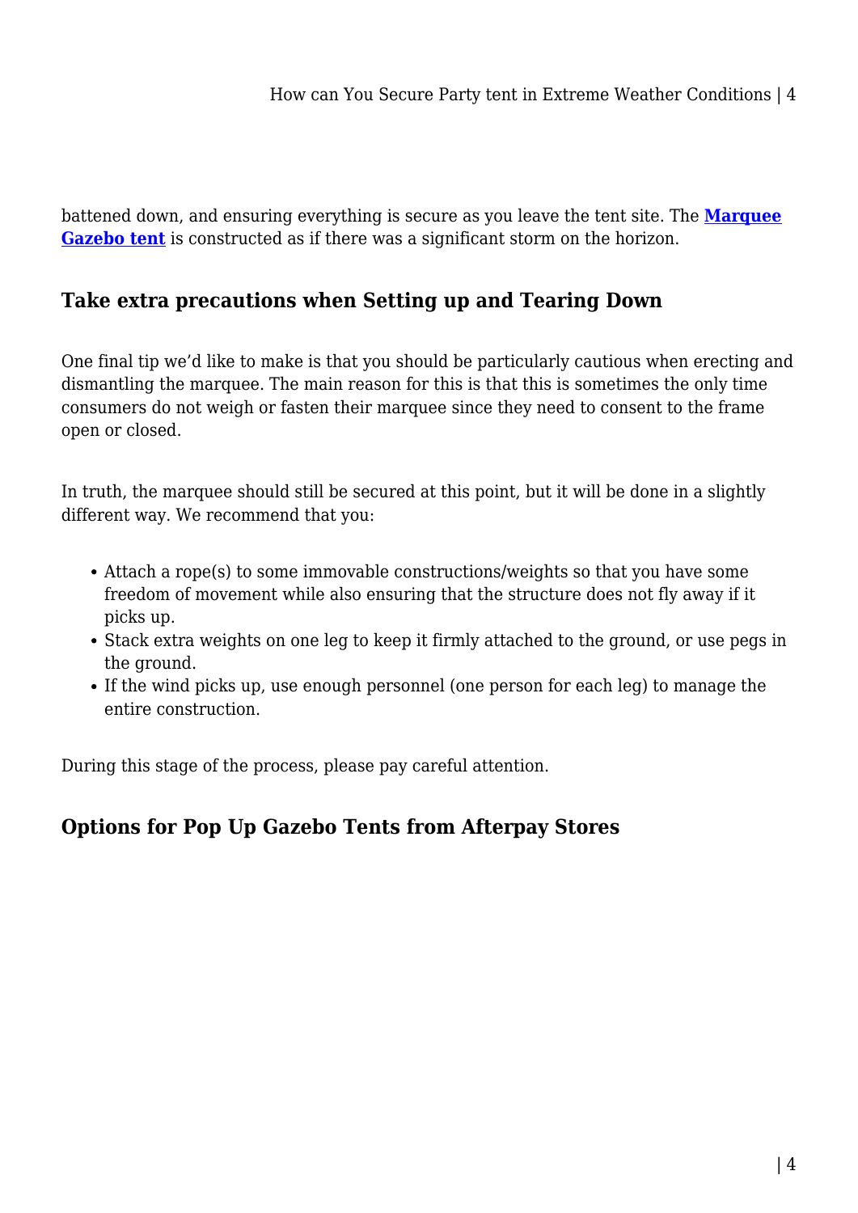battened down, and ensuring everything is secure as you leave the tent site. The **Marquee Gazebo tent** is constructed as if there was a significant storm on the horizon.

## Take extra precautions when Setting up and Tearing Down

One final tip we'd like to make is that you should be particularly cautious when erecting and dismantling the marquee. The main reason for this is that this is sometimes the only time consumers do not weigh or fasten their marquee since they need to consent to the frame open or closed.

In truth, the marquee should still be secured at this point, but it will be done in a slightly different way. We recommend that you:

- Attach a rope(s) to some immovable constructions/weights so that you have some freedom of movement while also ensuring that the structure does not fly away if it picks up.
- Stack extra weights on one leg to keep it firmly attached to the ground, or use pegs in the ground.
- If the wind picks up, use enough personnel (one person for each leg) to manage the entire construction.

During this stage of the process, please pay careful attention.

## Options for Pop Up Gazebo Tents from Afterpay Stores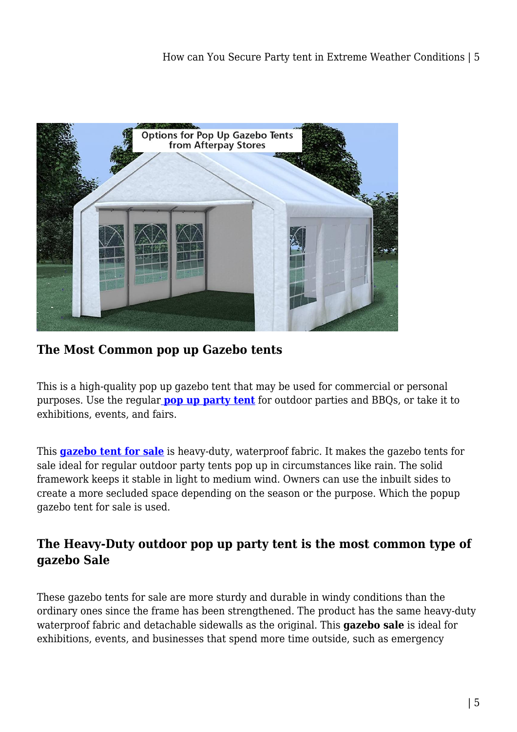## The Most Common pop up Gazebo tents

This is a high-quality pop up gazebo tent that may be used for commercial or personal purposes. Use the regular **pop up party tent** for outdoor parties and BBQs, or take it to exhibitions, events, and fairs.

This **gazebo tent for sale** is heavy-duty, waterproof fabric. It makes the gazebo tents for sale ideal for regular outdoor party tents pop up in circumstances like rain. The solid framework keeps it stable in light to medium wind. Owners can use the inbuilt sides to create a more secluded space depending on the season or the purpose. Which the popup gazebo tent for sale is used.

## The Heavy-Duty outdoor pop up party tent is the most common type of gazebo Sale

These gazebo tents for sale are more sturdy and durable in windy conditions than the ordinary ones since the frame has been strengthened. The product has the same heavy-duty waterproof fabric and detachable sidewalls as the original. This **gazebo sale** is ideal for exhibitions, events, and businesses that spend more time outside, such as emergency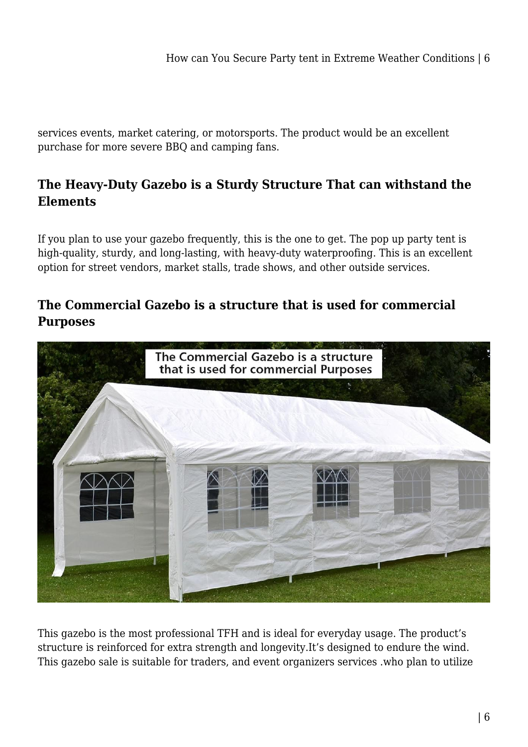services events, market catering, or motorsports. The product would be an excellent purchase for more severe BBQ and camping fans.

## The Heavy-Duty Gazebo is a Sturdy Structure That can withstand the Elements

If you plan to use your gazebo frequently, this is the one to get. The pop up party tent is high-quality, sturdy, and long-lasting, with heavy-duty waterproofing. This is an excellent option for street vendors, market stalls, trade shows, and other outside services.

## The Commercial Gazebo is a structure that is used for commercial Purposes

This gazebo is the most professional TFH and is ideal for everyday usage. The product's structure is reinforced for extra strength and longevity.It's designed to endure the wind. This gazebo sale is suitable for traders, and event organizers services .who plan to utilize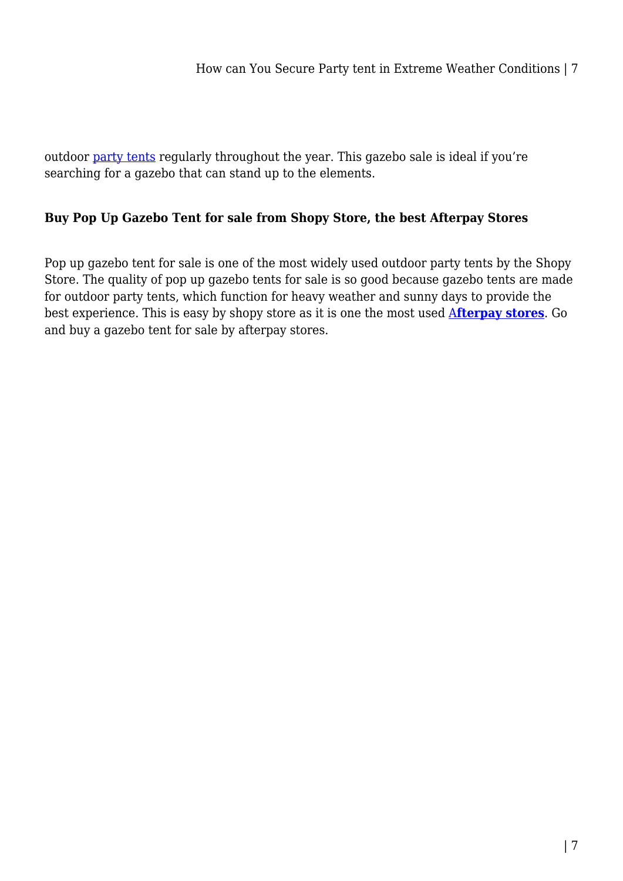outdoor party tents regularly throughout the year. This gazebo sale is ideal if you're searching for a gazebo that can stand up to the elements.

### Buy Pop Up Gazebo Tent for sale from Shopy Store, the best Afterpay Stores

Pop up gazebo tent for sale is one of the most widely used outdoor party tents by the Shopy Store. The quality of pop up gazebo tents for sale is so good because gazebo tents are made for outdoor party tents, which function for heavy weather and sunny days to provide the best experience. This is easy by shopy store as it is one the most used A**fterpay stores**. Go and buy a gazebo tent for sale by afterpay stores.